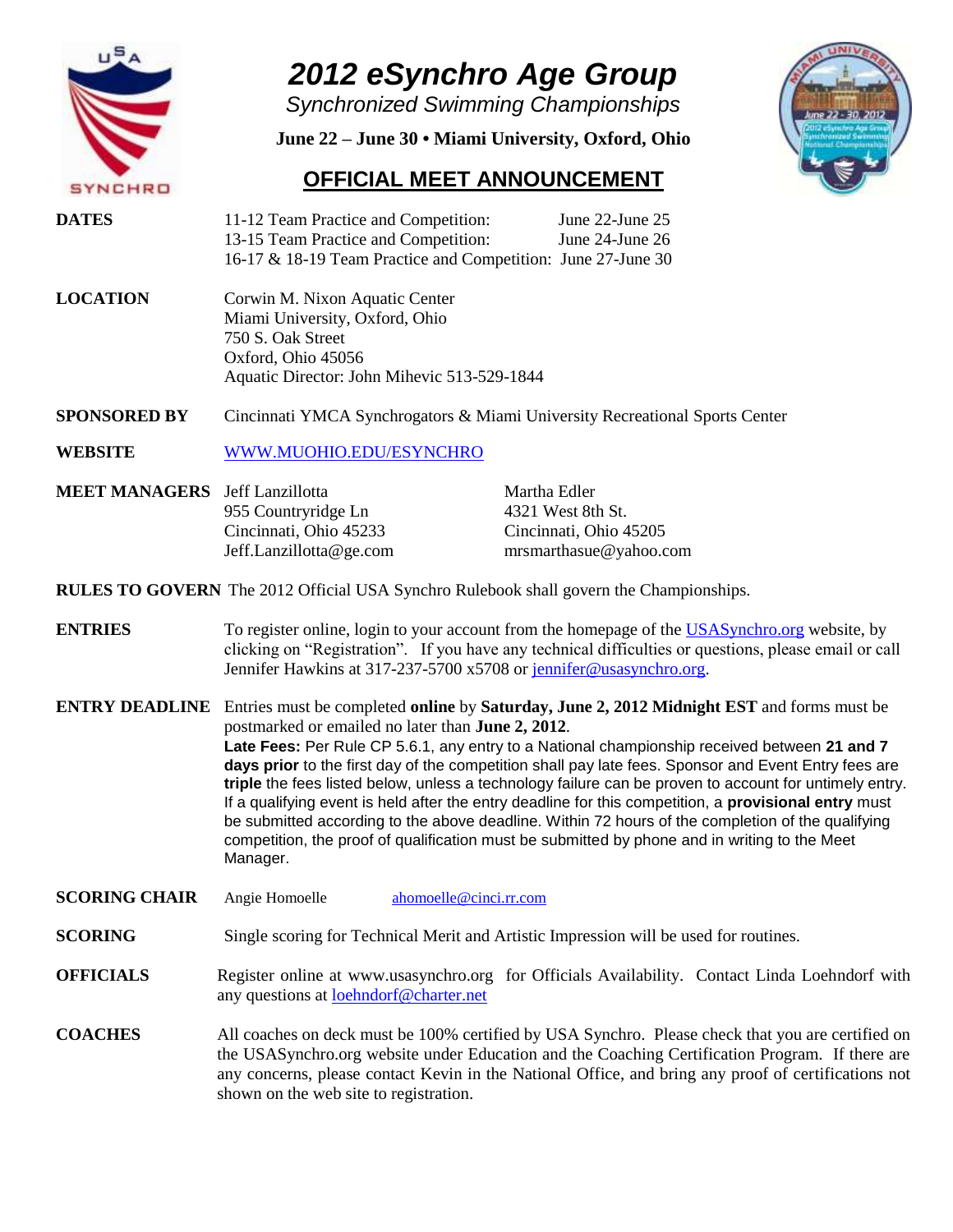# 2012 eSynchro Age Group

## *Synchronized Swimming Championships*

**June 22 – June 30 • Miami University, Oxford, Ohio**

## OFFICIAL MEET ANNOUNCEMENT

**DATES**

11-12 Team Practice and Competition: June 22-June 25
13-15 Team Practice and Competition: June 24-June 26
16-17 & 18-19 Team Practice and Competition: June 27-June 30

**LOCATION**

Corwin M. Nixon Aquatic Center
Miami University, Oxford, Ohio
750 S. Oak Street
Oxford, Ohio 45056
Aquatic Director: John Mihevic 513-529-1844

**SPONSORED BY** Cincinnati YMCA Synchrogators & Miami University Recreational Sports Center

**WEBSITE** WWW.MUOHIO.EDU/ESYNCHRO

**MEET MANAGERS**

Jeff Lanzillotta
955 Countryridge Ln
Cincinnati, Ohio 45233
Jeff.Lanzillotta@ge.com

Martha Edler
4321 West 8th St.
Cincinnati, Ohio 45205
mrsmarthasue@yahoo.com

**RULES TO GOVERN** The 2012 Official USA Synchro Rulebook shall govern the Championships.

**ENTRIES** To register online, login to your account from the homepage of the USASynchro.org website, by clicking on "Registration". If you have any technical difficulties or questions, please email or call Jennifer Hawkins at 317-237-5700 x5708 or jennifer@usasynchro.org.

**ENTRY DEADLINE** Entries must be completed **online** by **Saturday, June 2, 2012 Midnight EST** and forms must be postmarked or emailed no later than **June 2, 2012**.
**Late Fees:** Per Rule CP 5.6.1, any entry to a National championship received between **21 and 7 days prior** to the first day of the competition shall pay late fees. Sponsor and Event Entry fees are **triple** the fees listed below, unless a technology failure can be proven to account for untimely entry. If a qualifying event is held after the entry deadline for this competition, a **provisional entry** must be submitted according to the above deadline. Within 72 hours of the completion of the qualifying competition, the proof of qualification must be submitted by phone and in writing to the Meet Manager.

**SCORING CHAIR** Angie Homoelle ahomoelle@cinci.rr.com

**SCORING** Single scoring for Technical Merit and Artistic Impression will be used for routines.

**OFFICIALS** Register online at www.usasynchro.org for Officials Availability. Contact Linda Loehndorf with any questions at loehndorf@charter.net

**COACHES** All coaches on deck must be 100% certified by USA Synchro. Please check that you are certified on the USASynchro.org website under Education and the Coaching Certification Program. If there are any concerns, please contact Kevin in the National Office, and bring any proof of certifications not shown on the web site to registration.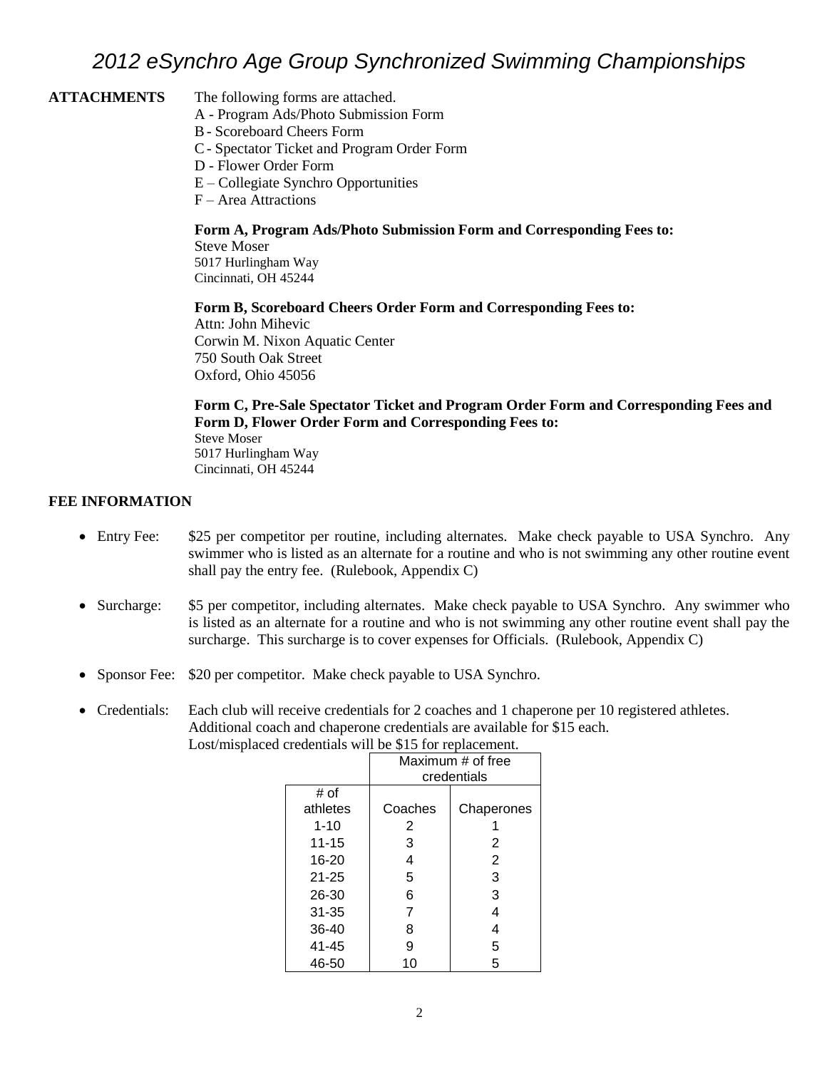# *2012 eSynchro Age Group Synchronized Swimming Championships*

**ATTACHMENTS** The following forms are attached.

A - Program Ads/Photo Submission Form
B - Scoreboard Cheers Form
C - Spectator Ticket and Program Order Form
D - Flower Order Form
E – Collegiate Synchro Opportunities
F – Area Attractions

**Form A, Program Ads/Photo Submission Form and Corresponding Fees to:**
Steve Moser
5017 Hurlingham Way
Cincinnati, OH 45244

**Form B, Scoreboard Cheers Order Form and Corresponding Fees to:**
Attn: John Mihevic
Corwin M. Nixon Aquatic Center
750 South Oak Street
Oxford, Ohio 45056

**Form C, Pre-Sale Spectator Ticket and Program Order Form and Corresponding Fees and Form D, Flower Order Form and Corresponding Fees to:**
Steve Moser
5017 Hurlingham Way
Cincinnati, OH 45244

**FEE INFORMATION**

- Entry Fee: $25 per competitor per routine, including alternates. Make check payable to USA Synchro. Any swimmer who is listed as an alternate for a routine and who is not swimming any other routine event shall pay the entry fee. (Rulebook, Appendix C)
- Surcharge: $5 per competitor, including alternates. Make check payable to USA Synchro. Any swimmer who is listed as an alternate for a routine and who is not swimming any other routine event shall pay the surcharge. This surcharge is to cover expenses for Officials. (Rulebook, Appendix C)
- Sponsor Fee: $20 per competitor. Make check payable to USA Synchro.
- Credentials: Each club will receive credentials for 2 coaches and 1 chaperone per 10 registered athletes. Additional coach and chaperone credentials are available for $15 each. Lost/misplaced credentials will be $15 for replacement.

| | Maximum # of free credentials | |
|---|---|---|
| # of athletes | Coaches | Chaperones |
| 1-10 | 2 | 1 |
| 11-15 | 3 | 2 |
| 16-20 | 4 | 2 |
| 21-25 | 5 | 3 |
| 26-30 | 6 | 3 |
| 31-35 | 7 | 4 |
| 36-40 | 8 | 4 |
| 41-45 | 9 | 5 |
| 46-50 | 10 | 5 |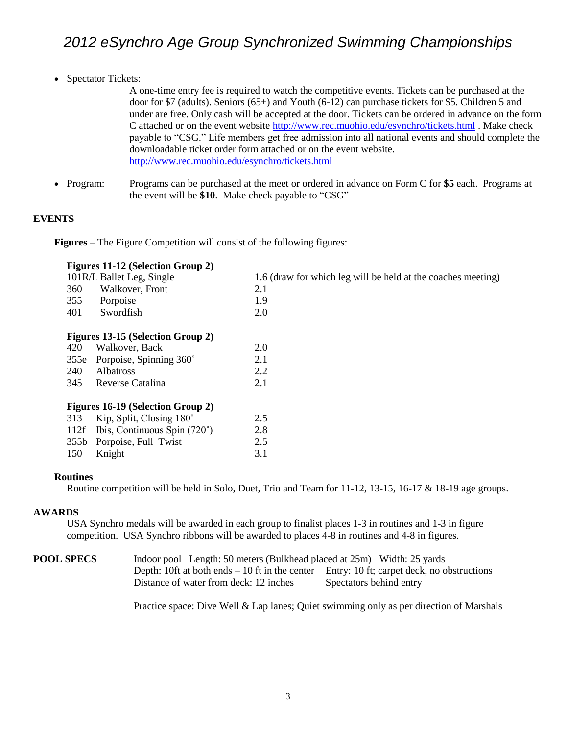- Spectator Tickets: A one-time entry fee is required to watch the competitive events. Tickets can be purchased at the door for $7 (adults). Seniors (65+) and Youth (6-12) can purchase tickets for $5. Children 5 and under are free. Only cash will be accepted at the door. Tickets can be ordered in advance on the form C attached or on the event website http://www.rec.muohio.edu/esynchro/tickets.html . Make check payable to "CSG." Life members get free admission into all national events and should complete the downloadable ticket order form attached or on the event website. http://www.rec.muohio.edu/esynchro/tickets.html

- Program: Programs can be purchased at the meet or ordered in advance on Form C for **$5** each. Programs at the event will be **$10**. Make check payable to "CSG"

## EVENTS

**Figures** – The Figure Competition will consist of the following figures:

**Figures 11-12 (Selection Group 2)**

| | | |
|---|---|---|
| 101R/L | Ballet Leg, Single | 1.6 (draw for which leg will be held at the coaches meeting) |
| 360 | Walkover, Front | 2.1 |
| 355 | Porpoise | 1.9 |
| 401 | Swordfish | 2.0 |

**Figures 13-15 (Selection Group 2)**

| | | |
|---|---|---|
| 420 | Walkover, Back | 2.0 |
| 355e | Porpoise, Spinning 360˚ | 2.1 |
| 240 | Albatross | 2.2 |
| 345 | Reverse Catalina | 2.1 |

**Figures 16-19 (Selection Group 2)**

| | | |
|---|---|---|
| 313 | Kip, Split, Closing 180˚ | 2.5 |
| 112f | Ibis, Continuous Spin (720˚) | 2.8 |
| 355b | Porpoise, Full Twist | 2.5 |
| 150 | Knight | 3.1 |

**Routines**

Routine competition will be held in Solo, Duet, Trio and Team for 11-12, 13-15, 16-17 & 18-19 age groups.

## AWARDS

USA Synchro medals will be awarded in each group to finalist places 1-3 in routines and 1-3 in figure competition. USA Synchro ribbons will be awarded to places 4-8 in routines and 4-8 in figures.

## POOL SPECS

Indoor pool Length: 50 meters (Bulkhead placed at 25m) Width: 25 yards
Depth: 10ft at both ends – 10 ft in the center Entry: 10 ft; carpet deck, no obstructions
Distance of water from deck: 12 inches Spectators behind entry

Practice space: Dive Well & Lap lanes; Quiet swimming only as per direction of Marshals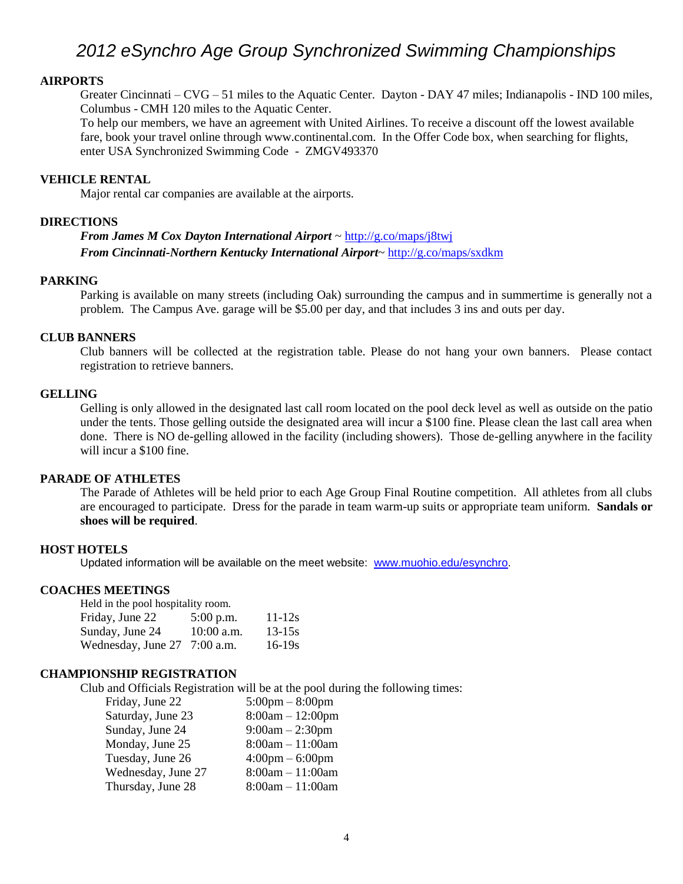# 2012 eSynchro Age Group Synchronized Swimming Championships

## AIRPORTS

Greater Cincinnati – CVG – 51 miles to the Aquatic Center. Dayton - DAY 47 miles; Indianapolis - IND 100 miles, Columbus - CMH 120 miles to the Aquatic Center.

To help our members, we have an agreement with United Airlines. To receive a discount off the lowest available fare, book your travel online through www.continental.com. In the Offer Code box, when searching for flights, enter USA Synchronized Swimming Code - ZMGV493370

## VEHICLE RENTAL

Major rental car companies are available at the airports.

## DIRECTIONS

***From James M Cox Dayton International Airport*** ~ http://g.co/maps/j8twj

***From Cincinnati-Northern Kentucky International Airport***~ http://g.co/maps/sxdkm

## PARKING

Parking is available on many streets (including Oak) surrounding the campus and in summertime is generally not a problem. The Campus Ave. garage will be $5.00 per day, and that includes 3 ins and outs per day.

## CLUB BANNERS

Club banners will be collected at the registration table. Please do not hang your own banners. Please contact registration to retrieve banners.

## GELLING

Gelling is only allowed in the designated last call room located on the pool deck level as well as outside on the patio under the tents. Those gelling outside the designated area will incur a $100 fine. Please clean the last call area when done. There is NO de-gelling allowed in the facility (including showers). Those de-gelling anywhere in the facility will incur a $100 fine.

## PARADE OF ATHLETES

The Parade of Athletes will be held prior to each Age Group Final Routine competition. All athletes from all clubs are encouraged to participate. Dress for the parade in team warm-up suits or appropriate team uniform. **Sandals or shoes will be required**.

## HOST HOTELS

Updated information will be available on the meet website: www.muohio.edu/esynchro.

## COACHES MEETINGS

Held in the pool hospitality room.

| | | |
|---|---|---|
| Friday, June 22 | 5:00 p.m. | 11-12s |
| Sunday, June 24 | 10:00 a.m. | 13-15s |
| Wednesday, June 27 | 7:00 a.m. | 16-19s |

## CHAMPIONSHIP REGISTRATION

Club and Officials Registration will be at the pool during the following times:

| | |
|---|---|
| Friday, June 22 | 5:00pm – 8:00pm |
| Saturday, June 23 | 8:00am – 12:00pm |
| Sunday, June 24 | 9:00am – 2:30pm |
| Monday, June 25 | 8:00am – 11:00am |
| Tuesday, June 26 | 4:00pm – 6:00pm |
| Wednesday, June 27 | 8:00am – 11:00am |
| Thursday, June 28 | 8:00am – 11:00am |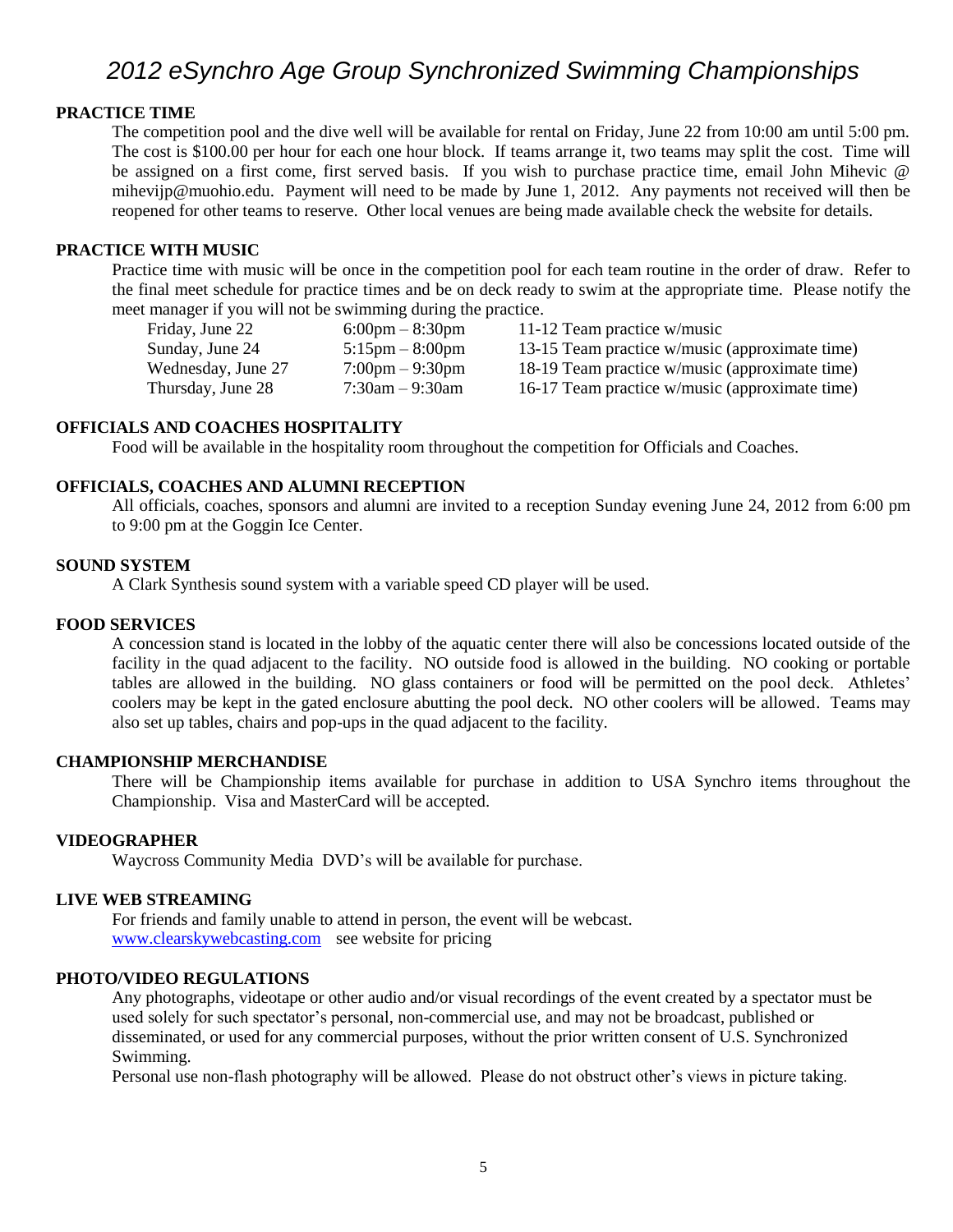# 2012 eSynchro Age Group Synchronized Swimming Championships

## PRACTICE TIME

The competition pool and the dive well will be available for rental on Friday, June 22 from 10:00 am until 5:00 pm. The cost is $100.00 per hour for each one hour block. If teams arrange it, two teams may split the cost. Time will be assigned on a first come, first served basis. If you wish to purchase practice time, email John Mihevic @ mihevijp@muohio.edu. Payment will need to be made by June 1, 2012. Any payments not received will then be reopened for other teams to reserve. Other local venues are being made available check the website for details.

## PRACTICE WITH MUSIC

Practice time with music will be once in the competition pool for each team routine in the order of draw. Refer to the final meet schedule for practice times and be on deck ready to swim at the appropriate time. Please notify the meet manager if you will not be swimming during the practice.

| | | |
|---|---|---|
| Friday, June 22 | 6:00pm – 8:30pm | 11-12 Team practice w/music |
| Sunday, June 24 | 5:15pm – 8:00pm | 13-15 Team practice w/music (approximate time) |
| Wednesday, June 27 | 7:00pm – 9:30pm | 18-19 Team practice w/music (approximate time) |
| Thursday, June 28 | 7:30am – 9:30am | 16-17 Team practice w/music (approximate time) |

## OFFICIALS AND COACHES HOSPITALITY

Food will be available in the hospitality room throughout the competition for Officials and Coaches.

## OFFICIALS, COACHES AND ALUMNI RECEPTION

All officials, coaches, sponsors and alumni are invited to a reception Sunday evening June 24, 2012 from 6:00 pm to 9:00 pm at the Goggin Ice Center.

## SOUND SYSTEM

A Clark Synthesis sound system with a variable speed CD player will be used.

## FOOD SERVICES

A concession stand is located in the lobby of the aquatic center there will also be concessions located outside of the facility in the quad adjacent to the facility. NO outside food is allowed in the building. NO cooking or portable tables are allowed in the building. NO glass containers or food will be permitted on the pool deck. Athletes' coolers may be kept in the gated enclosure abutting the pool deck. NO other coolers will be allowed. Teams may also set up tables, chairs and pop-ups in the quad adjacent to the facility.

## CHAMPIONSHIP MERCHANDISE

There will be Championship items available for purchase in addition to USA Synchro items throughout the Championship. Visa and MasterCard will be accepted.

## VIDEOGRAPHER

Waycross Community Media DVD's will be available for purchase.

## LIVE WEB STREAMING

For friends and family unable to attend in person, the event will be webcast.
www.clearskywebcasting.com see website for pricing

## PHOTO/VIDEO REGULATIONS

Any photographs, videotape or other audio and/or visual recordings of the event created by a spectator must be used solely for such spectator's personal, non-commercial use, and may not be broadcast, published or disseminated, or used for any commercial purposes, without the prior written consent of U.S. Synchronized Swimming.

Personal use non-flash photography will be allowed. Please do not obstruct other's views in picture taking.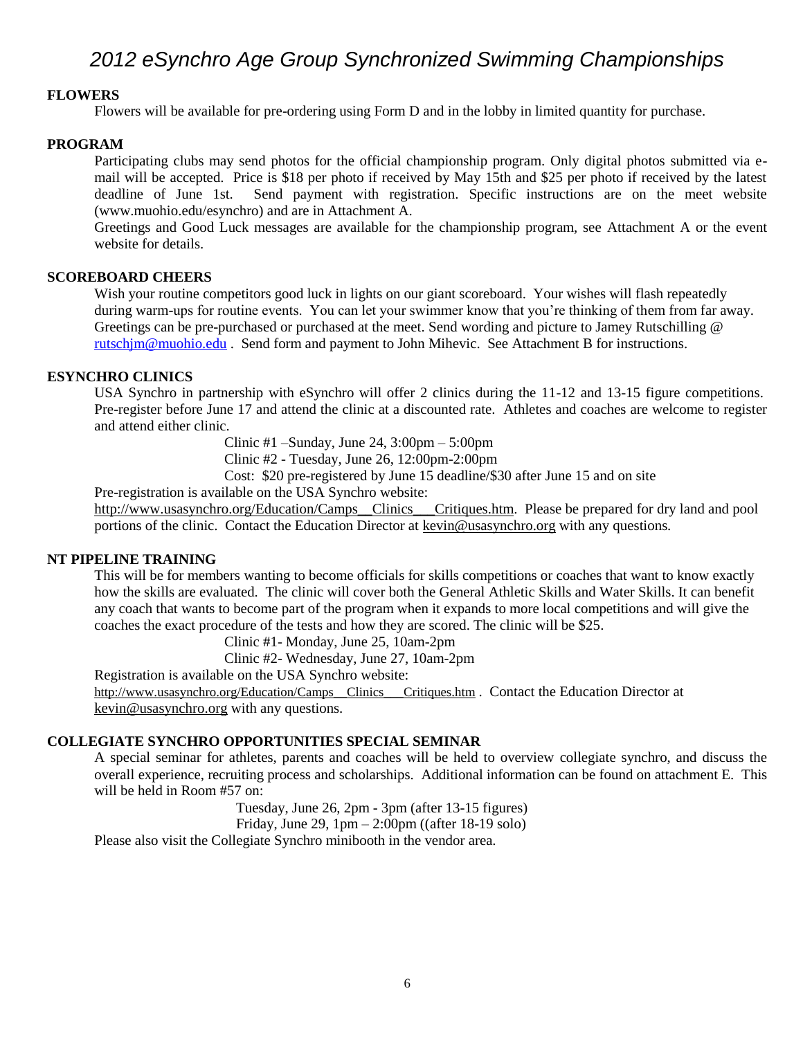# *2012 eSynchro Age Group Synchronized Swimming Championships*

### FLOWERS

Flowers will be available for pre-ordering using Form D and in the lobby in limited quantity for purchase.

### PROGRAM

Participating clubs may send photos for the official championship program. Only digital photos submitted via e-mail will be accepted. Price is $18 per photo if received by May 15th and $25 per photo if received by the latest deadline of June 1st. Send payment with registration. Specific instructions are on the meet website (www.muohio.edu/esynchro) and are in Attachment A.

Greetings and Good Luck messages are available for the championship program, see Attachment A or the event website for details.

### SCOREBOARD CHEERS

Wish your routine competitors good luck in lights on our giant scoreboard. Your wishes will flash repeatedly during warm-ups for routine events. You can let your swimmer know that you're thinking of them from far away. Greetings can be pre-purchased or purchased at the meet. Send wording and picture to Jamey Rutschilling @ rutschjm@muohio.edu . Send form and payment to John Mihevic. See Attachment B for instructions.

### ESYNCHRO CLINICS

USA Synchro in partnership with eSynchro will offer 2 clinics during the 11-12 and 13-15 figure competitions. Pre-register before June 17 and attend the clinic at a discounted rate. Athletes and coaches are welcome to register and attend either clinic.

Clinic #1 –Sunday, June 24, 3:00pm – 5:00pm
Clinic #2 - Tuesday, June 26, 12:00pm-2:00pm
Cost: $20 pre-registered by June 15 deadline/$30 after June 15 and on site

Pre-registration is available on the USA Synchro website:
http://www.usasynchro.org/Education/Camps__Clinics___Critiques.htm. Please be prepared for dry land and pool portions of the clinic. Contact the Education Director at kevin@usasynchro.org with any questions.

### NT PIPELINE TRAINING

This will be for members wanting to become officials for skills competitions or coaches that want to know exactly how the skills are evaluated. The clinic will cover both the General Athletic Skills and Water Skills. It can benefit any coach that wants to become part of the program when it expands to more local competitions and will give the coaches the exact procedure of the tests and how they are scored. The clinic will be $25.

Clinic #1- Monday, June 25, 10am-2pm
Clinic #2- Wednesday, June 27, 10am-2pm

Registration is available on the USA Synchro website:
http://www.usasynchro.org/Education/Camps__Clinics___Critiques.htm . Contact the Education Director at kevin@usasynchro.org with any questions.

### COLLEGIATE SYNCHRO OPPORTUNITIES SPECIAL SEMINAR

A special seminar for athletes, parents and coaches will be held to overview collegiate synchro, and discuss the overall experience, recruiting process and scholarships. Additional information can be found on attachment E. This will be held in Room #57 on:

Tuesday, June 26, 2pm - 3pm (after 13-15 figures)
Friday, June 29, 1pm – 2:00pm ((after 18-19 solo)

Please also visit the Collegiate Synchro minibooth in the vendor area.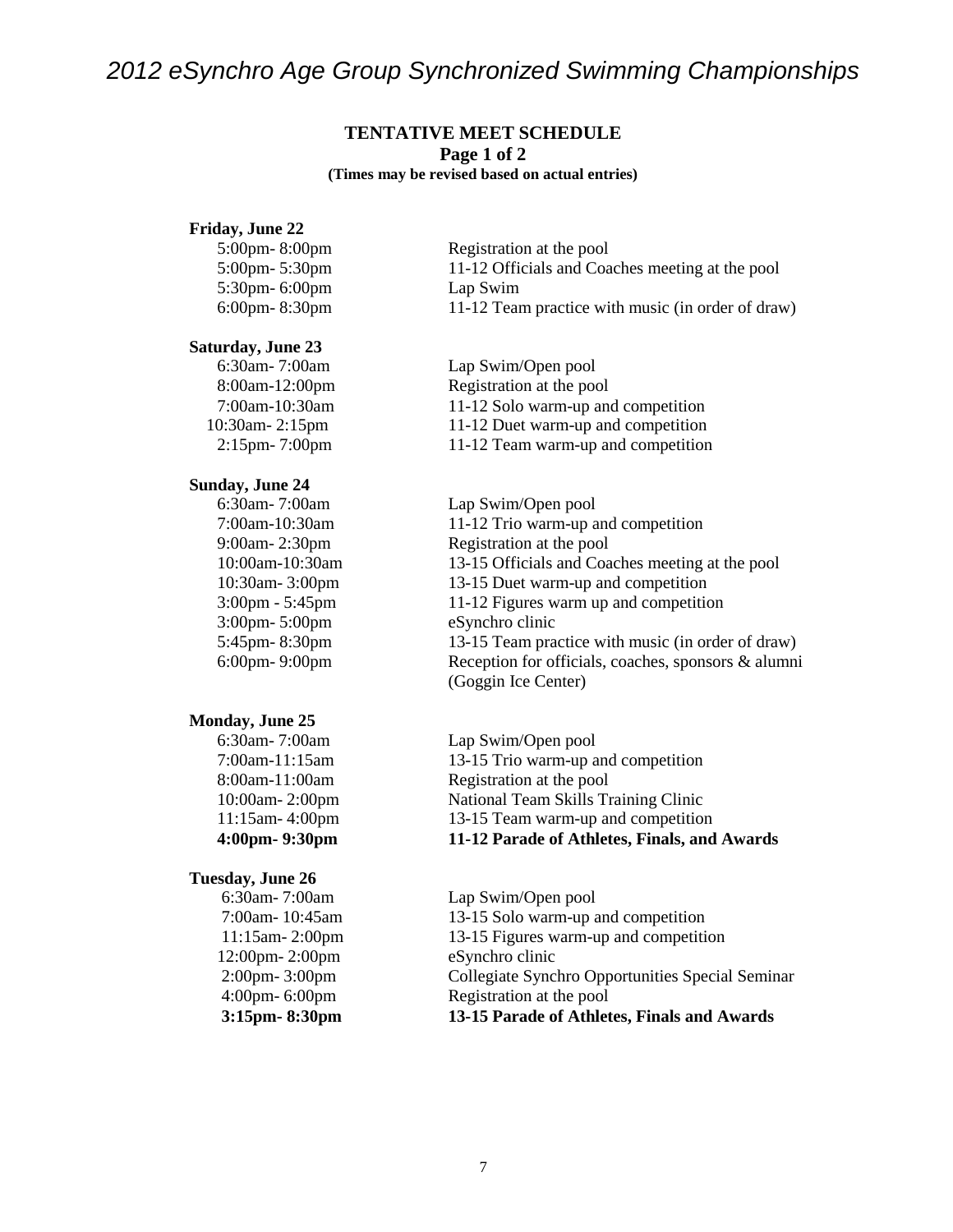# *2012 eSynchro Age Group Synchronized Swimming Championships*

**TENTATIVE MEET SCHEDULE**
**Page 1 of 2**
**(Times may be revised based on actual entries)**

**Friday, June 22**

| | |
|---|---|
| 5:00pm- 8:00pm | Registration at the pool |
| 5:00pm- 5:30pm | 11-12 Officials and Coaches meeting at the pool |
| 5:30pm- 6:00pm | Lap Swim |
| 6:00pm- 8:30pm | 11-12 Team practice with music (in order of draw) |

**Saturday, June 23**

| | |
|---|---|
| 6:30am- 7:00am | Lap Swim/Open pool |
| 8:00am-12:00pm | Registration at the pool |
| 7:00am-10:30am | 11-12 Solo warm-up and competition |
| 10:30am- 2:15pm | 11-12 Duet warm-up and competition |
| 2:15pm- 7:00pm | 11-12 Team warm-up and competition |

**Sunday, June 24**

| | |
|---|---|
| 6:30am- 7:00am | Lap Swim/Open pool |
| 7:00am-10:30am | 11-12 Trio warm-up and competition |
| 9:00am- 2:30pm | Registration at the pool |
| 10:00am-10:30am | 13-15 Officials and Coaches meeting at the pool |
| 10:30am- 3:00pm | 13-15 Duet warm-up and competition |
| 3:00pm - 5:45pm | 11-12 Figures warm up and competition |
| 3:00pm- 5:00pm | eSynchro clinic |
| 5:45pm- 8:30pm | 13-15 Team practice with music (in order of draw) |
| 6:00pm- 9:00pm | Reception for officials, coaches, sponsors & alumni (Goggin Ice Center) |

**Monday, June 25**

| | |
|---|---|
| 6:30am- 7:00am | Lap Swim/Open pool |
| 7:00am-11:15am | 13-15 Trio warm-up and competition |
| 8:00am-11:00am | Registration at the pool |
| 10:00am- 2:00pm | National Team Skills Training Clinic |
| 11:15am- 4:00pm | 13-15 Team warm-up and competition |
| **4:00pm- 9:30pm** | **11-12 Parade of Athletes, Finals, and Awards** |

**Tuesday, June 26**

| | |
|---|---|
| 6:30am- 7:00am | Lap Swim/Open pool |
| 7:00am- 10:45am | 13-15 Solo warm-up and competition |
| 11:15am- 2:00pm | 13-15 Figures warm-up and competition |
| 12:00pm- 2:00pm | eSynchro clinic |
| 2:00pm- 3:00pm | Collegiate Synchro Opportunities Special Seminar |
| 4:00pm- 6:00pm | Registration at the pool |
| **3:15pm- 8:30pm** | **13-15 Parade of Athletes, Finals and Awards** |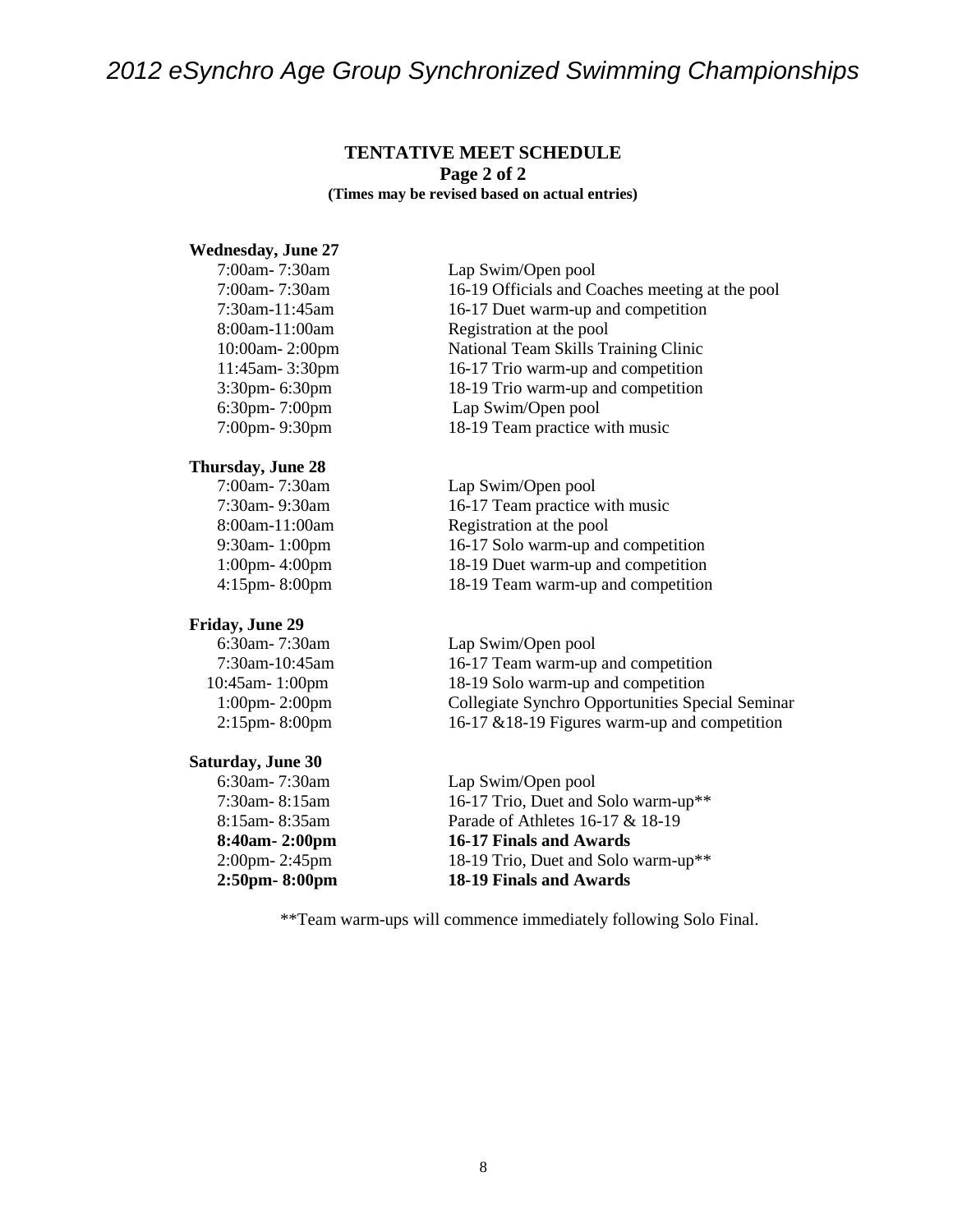*2012 eSynchro Age Group Synchronized Swimming Championships*

**TENTATIVE MEET SCHEDULE**
**Page 2 of 2**
**(Times may be revised based on actual entries)**

**Wednesday, June 27**

| | |
|---|---|
| 7:00am- 7:30am | Lap Swim/Open pool |
| 7:00am- 7:30am | 16-19 Officials and Coaches meeting at the pool |
| 7:30am-11:45am | 16-17 Duet warm-up and competition |
| 8:00am-11:00am | Registration at the pool |
| 10:00am- 2:00pm | National Team Skills Training Clinic |
| 11:45am- 3:30pm | 16-17 Trio warm-up and competition |
| 3:30pm- 6:30pm | 18-19 Trio warm-up and competition |
| 6:30pm- 7:00pm | Lap Swim/Open pool |
| 7:00pm- 9:30pm | 18-19 Team practice with music |

**Thursday, June 28**

| | |
|---|---|
| 7:00am- 7:30am | Lap Swim/Open pool |
| 7:30am- 9:30am | 16-17 Team practice with music |
| 8:00am-11:00am | Registration at the pool |
| 9:30am- 1:00pm | 16-17 Solo warm-up and competition |
| 1:00pm- 4:00pm | 18-19 Duet warm-up and competition |
| 4:15pm- 8:00pm | 18-19 Team warm-up and competition |

**Friday, June 29**

| | |
|---|---|
| 6:30am- 7:30am | Lap Swim/Open pool |
| 7:30am-10:45am | 16-17 Team warm-up and competition |
| 10:45am- 1:00pm | 18-19 Solo warm-up and competition |
| 1:00pm- 2:00pm | Collegiate Synchro Opportunities Special Seminar |
| 2:15pm- 8:00pm | 16-17 &18-19 Figures warm-up and competition |

**Saturday, June 30**

| | |
|---|---|
| 6:30am- 7:30am | Lap Swim/Open pool |
| 7:30am- 8:15am | 16-17 Trio, Duet and Solo warm-up** |
| 8:15am- 8:35am | Parade of Athletes 16-17 & 18-19 |
| **8:40am- 2:00pm** | **16-17 Finals and Awards** |
| 2:00pm- 2:45pm | 18-19 Trio, Duet and Solo warm-up** |
| **2:50pm- 8:00pm** | **18-19 Finals and Awards** |

**Team warm-ups will commence immediately following Solo Final.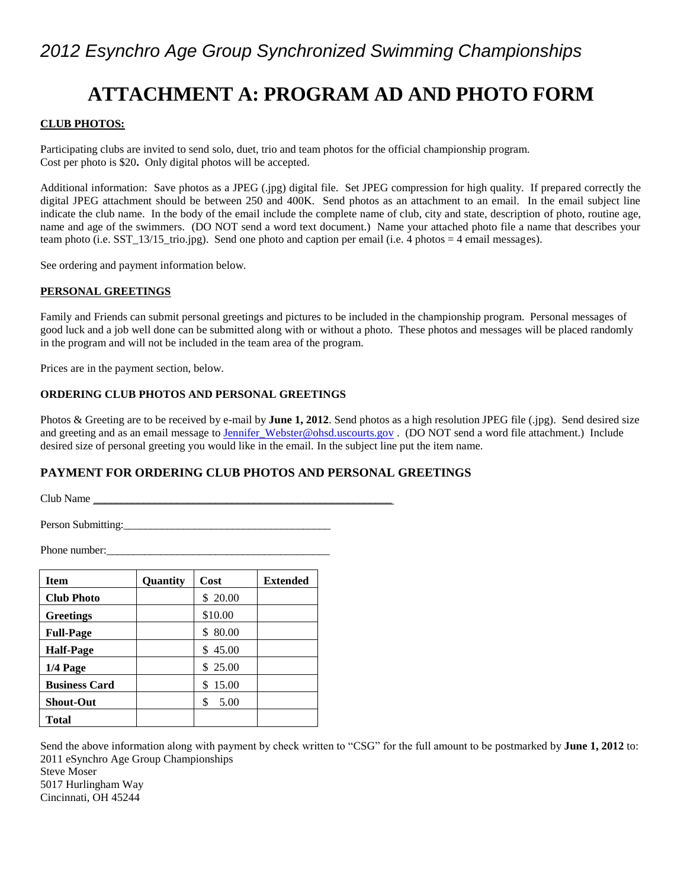*2012 Esynchro Age Group Synchronized Swimming Championships*

# ATTACHMENT A: PROGRAM AD AND PHOTO FORM

**CLUB PHOTOS:**

Participating clubs are invited to send solo, duet, trio and team photos for the official championship program. Cost per photo is $20**.** Only digital photos will be accepted.

Additional information: Save photos as a JPEG (.jpg) digital file. Set JPEG compression for high quality. If prepared correctly the digital JPEG attachment should be between 250 and 400K. Send photos as an attachment to an email. In the email subject line indicate the club name. In the body of the email include the complete name of club, city and state, description of photo, routine age, name and age of the swimmers. (DO NOT send a word text document.) Name your attached photo file a name that describes your team photo (i.e. SST_13/15_trio.jpg). Send one photo and caption per email (i.e. 4 photos = 4 email messages).

See ordering and payment information below.

**PERSONAL GREETINGS**

Family and Friends can submit personal greetings and pictures to be included in the championship program. Personal messages of good luck and a job well done can be submitted along with or without a photo. These photos and messages will be placed randomly in the program and will not be included in the team area of the program.

Prices are in the payment section, below.

**ORDERING CLUB PHOTOS AND PERSONAL GREETINGS**

Photos & Greeting are to be received by e-mail by **June 1, 2012**. Send photos as a high resolution JPEG file (.jpg). Send desired size and greeting and as an email message to Jennifer_Webster@ohsd.uscourts.gov . (DO NOT send a word file attachment.) Include desired size of personal greeting you would like in the email. In the subject line put the item name.

## PAYMENT FOR ORDERING CLUB PHOTOS AND PERSONAL GREETINGS

Club Name ______________________________________________

Person Submitting:____________________________________

Phone number:________________________________________

| Item | Quantity | Cost | Extended |
|---|---|---|---|
| **Club Photo** | | $ 20.00 | |
| **Greetings** | | $10.00 | |
| **Full-Page** | | $ 80.00 | |
| **Half-Page** | | $ 45.00 | |
| **1/4 Page** | | $ 25.00 | |
| **Business Card** | | $ 15.00 | |
| **Shout-Out** | | $ 5.00 | |
| **Total** | | | |

Send the above information along with payment by check written to "CSG" for the full amount to be postmarked by **June 1, 2012** to:
2011 eSynchro Age Group Championships
Steve Moser
5017 Hurlingham Way
Cincinnati, OH 45244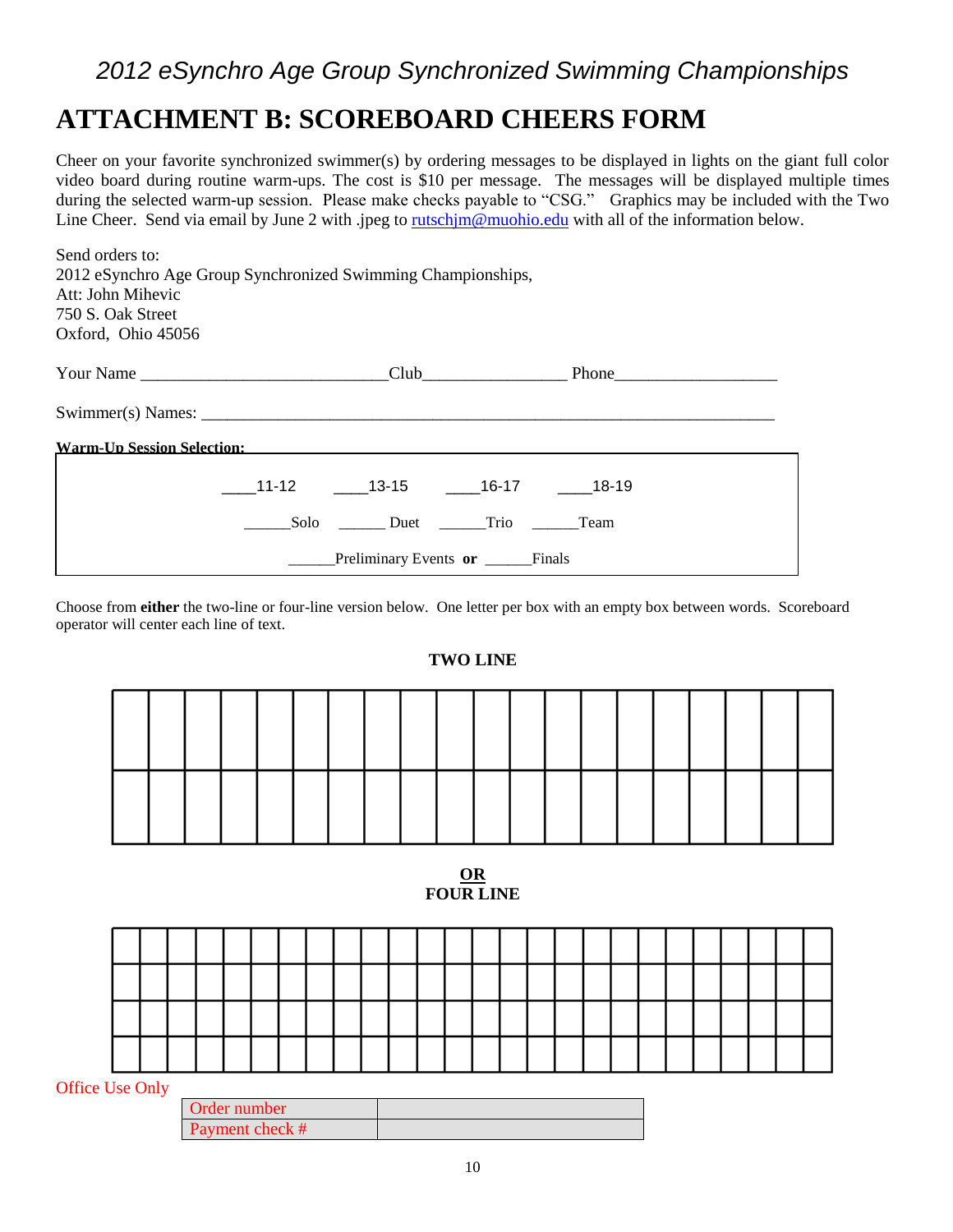*2012 eSynchro Age Group Synchronized Swimming Championships*

# ATTACHMENT B: SCOREBOARD CHEERS FORM

Cheer on your favorite synchronized swimmer(s) by ordering messages to be displayed in lights on the giant full color video board during routine warm-ups. The cost is $10 per message. The messages will be displayed multiple times during the selected warm-up session. Please make checks payable to "CSG." Graphics may be included with the Two Line Cheer. Send via email by June 2 with .jpeg to rutschjm@muohio.edu with all of the information below.

Send orders to:
2012 eSynchro Age Group Synchronized Swimming Championships,
Att: John Mihevic
750 S. Oak Street
Oxford, Ohio 45056

Your Name ____________________________ Club________________ Phone___________________

Swimmer(s) Names: ________________________________________________________________

**Warm-Up Session Selection:**

____11-12 ____13-15 ____16-17 ____18-19

______Solo ______ Duet ______Trio ______Team

______Preliminary Events **or** ______Finals

Choose from **either** the two-line or four-line version below. One letter per box with an empty box between words. Scoreboard operator will center each line of text.

**TWO LINE**

| | | | | | | | | | | | | | | | | | | | |
|---|---|---|---|---|---|---|---|---|---|---|---|---|---|---|---|---|---|---|---|
| | | | | | | | | | | | | | | | | | | | |

**OR**
**FOUR LINE**

| | | | | | | | | | | | | | | | | | | | | | | | | | |
|---|---|---|---|---|---|---|---|---|---|---|---|---|---|---|---|---|---|---|---|---|---|---|---|---|---|
| | | | | | | | | | | | | | | | | | | | | | | | | | |
| | | | | | | | | | | | | | | | | | | | | | | | | | |
| | | | | | | | | | | | | | | | | | | | | | | | | | |

Office Use Only

| Order number | |
|---|---|
| Payment check # | |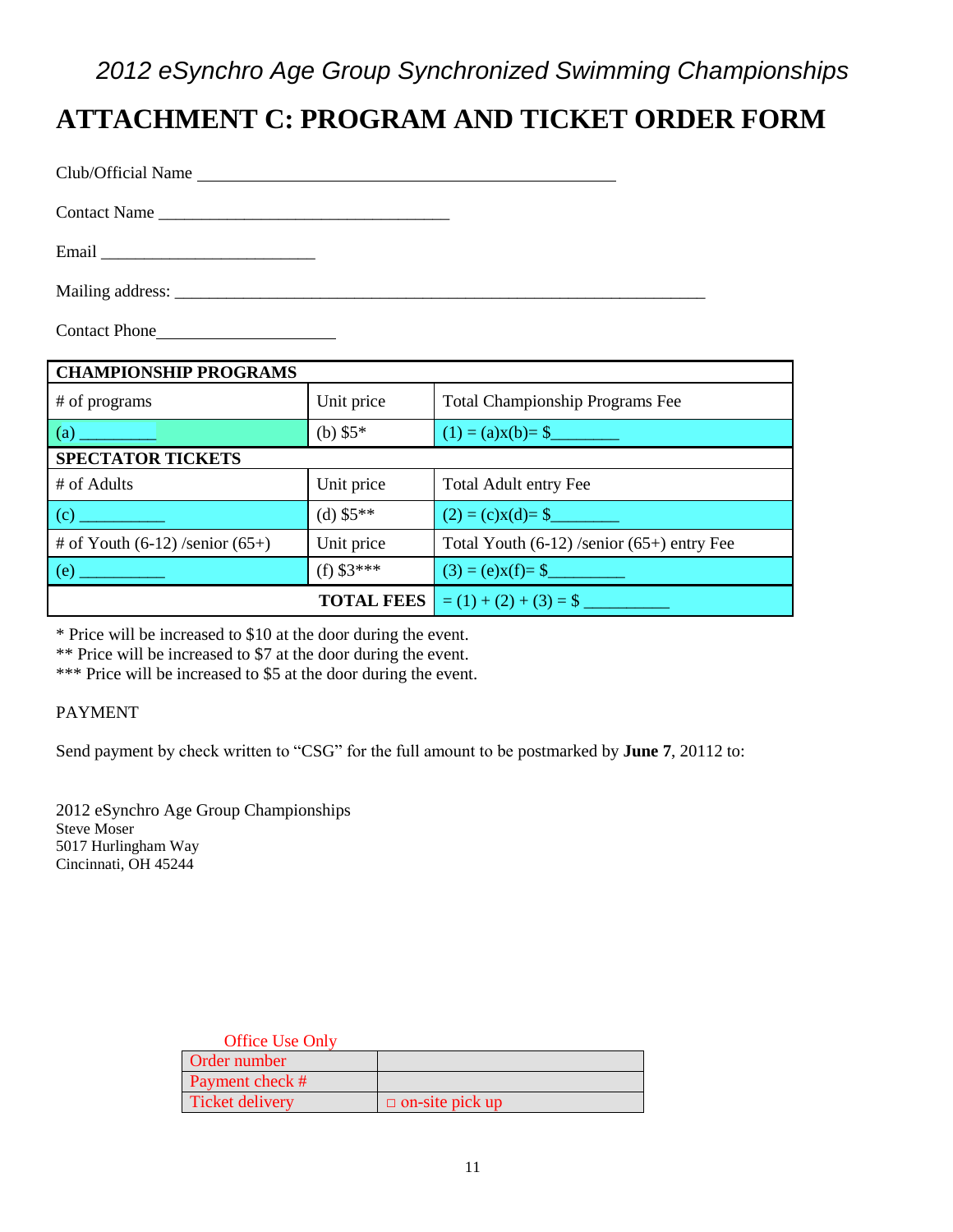*2012 eSynchro Age Group Synchronized Swimming Championships*

# ATTACHMENT C: PROGRAM AND TICKET ORDER FORM

Club/Official Name \_\_\_\_\_\_\_\_\_\_\_\_\_\_\_\_\_\_\_\_\_\_\_\_\_\_\_\_\_\_\_\_\_\_\_\_\_\_\_\_\_\_\_\_\_

Contact Name \_\_\_\_\_\_\_\_\_\_\_\_\_\_\_\_\_\_\_\_\_\_\_\_\_\_\_\_\_\_\_\_\_\_\_

Email \_\_\_\_\_\_\_\_\_\_\_\_\_\_\_\_\_\_\_\_\_\_\_\_\_

Mailing address: \_\_\_\_\_\_\_\_\_\_\_\_\_\_\_\_\_\_\_\_\_\_\_\_\_\_\_\_\_\_\_\_\_\_\_\_\_\_\_\_\_\_\_\_\_\_\_\_\_\_\_\_\_\_\_\_\_\_\_\_\_\_

Contact Phone\_\_\_\_\_\_\_\_\_\_\_\_\_\_\_\_\_\_\_\_\_

| **CHAMPIONSHIP PROGRAMS** | | |
|---|---|---|
| # of programs | Unit price | Total Championship Programs Fee |
| (a) \_\_\_\_\_\_\_\_\_ | (b) $5* | (1) = (a)x(b)= $\_\_\_\_\_\_\_\_ |
| **SPECTATOR TICKETS** | | |
| # of Adults | Unit price | Total Adult entry Fee |
| (c) \_\_\_\_\_\_\_\_\_\_ | (d) $5** | (2) = (c)x(d)= $\_\_\_\_\_\_\_\_ |
| # of Youth (6-12) /senior (65+) | Unit price | Total Youth (6-12) /senior (65+) entry Fee |
| (e) \_\_\_\_\_\_\_\_\_\_ | (f) $3*** | (3) = (e)x(f)= $\_\_\_\_\_\_\_\_\_ |
| | **TOTAL FEES** | = (1) + (2) + (3) = $ \_\_\_\_\_\_\_\_\_\_ |

* Price will be increased to $10 at the door during the event.
** Price will be increased to $7 at the door during the event.
*** Price will be increased to $5 at the door during the event.

PAYMENT

Send payment by check written to "CSG" for the full amount to be postmarked by **June 7**, 20112 to:

2012 eSynchro Age Group Championships
Steve Moser
5017 Hurlingham Way
Cincinnati, OH 45244

Office Use Only

| Order number | |
|---|---|
| Payment check # | |
| Ticket delivery | □ on-site pick up |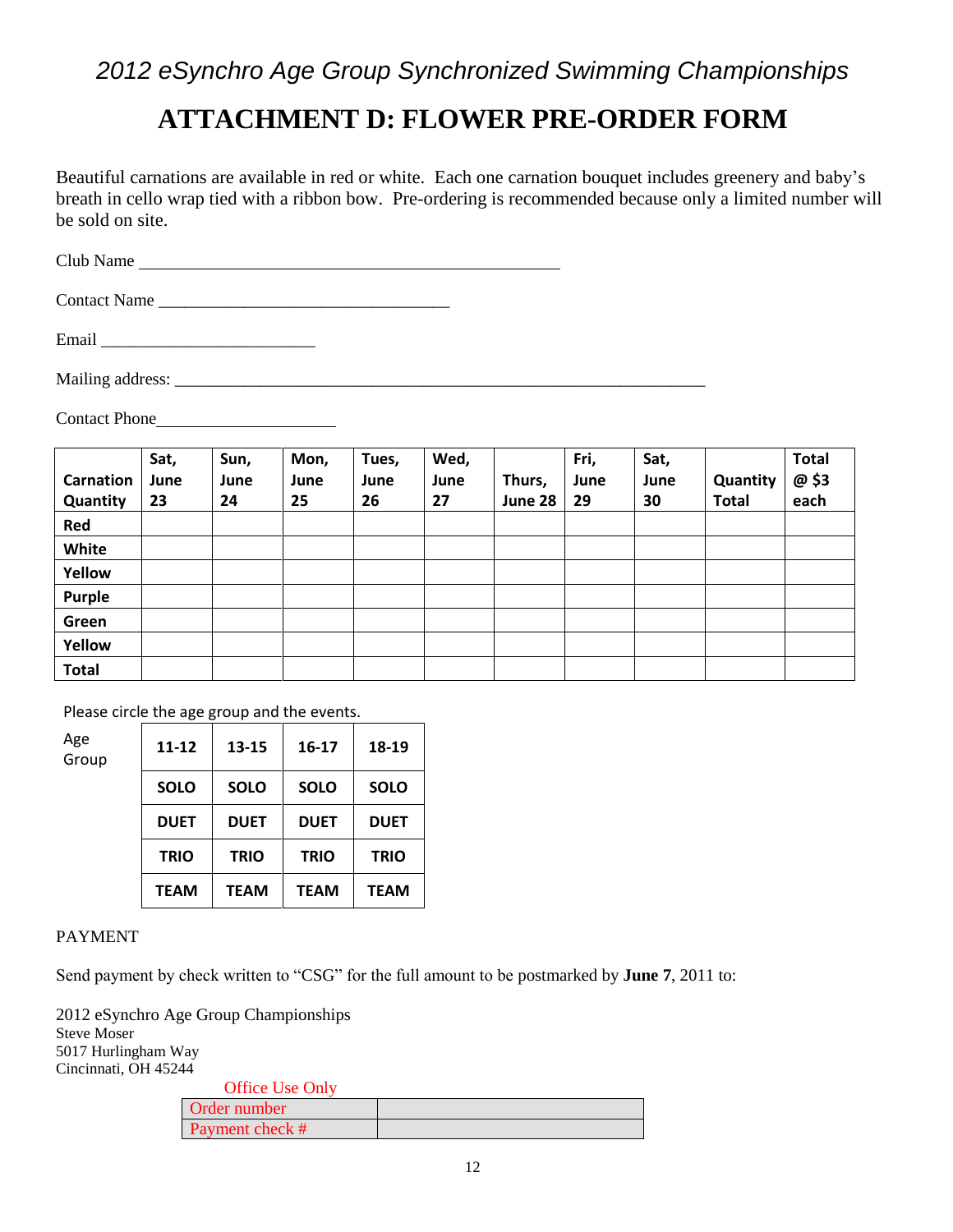*2012 eSynchro Age Group Synchronized Swimming Championships*

# ATTACHMENT D: FLOWER PRE-ORDER FORM

Beautiful carnations are available in red or white. Each one carnation bouquet includes greenery and baby's breath in cello wrap tied with a ribbon bow. Pre-ordering is recommended because only a limited number will be sold on site.

Club Name ___________________________________________________

Contact Name __________________________________

Email _________________________

Mailing address: ______________________________________________________________

Contact Phone_____________________

| Carnation Quantity | Sat, June 23 | Sun, June 24 | Mon, June 25 | Tues, June 26 | Wed, June 27 | Thurs, June 28 | Fri, June 29 | Sat, June 30 | Quantity Total | Total @ $3 each |
|---|---|---|---|---|---|---|---|---|---|---|
| **Red** | | | | | | | | | | |
| **White** | | | | | | | | | | |
| **Yellow** | | | | | | | | | | |
| **Purple** | | | | | | | | | | |
| **Green** | | | | | | | | | | |
| **Yellow** | | | | | | | | | | |
| **Total** | | | | | | | | | | |

Please circle the age group and the events.

| Age Group | 11-12 | 13-15 | 16-17 | 18-19 |
|---|---|---|---|---|
| | **SOLO** | **SOLO** | **SOLO** | **SOLO** |
| | **DUET** | **DUET** | **DUET** | **DUET** |
| | **TRIO** | **TRIO** | **TRIO** | **TRIO** |
| | **TEAM** | **TEAM** | **TEAM** | **TEAM** |

PAYMENT

Send payment by check written to "CSG" for the full amount to be postmarked by **June 7**, 2011 to:

2012 eSynchro Age Group Championships
Steve Moser
5017 Hurlingham Way
Cincinnati, OH 45244

Office Use Only

| Order number | |
|---|---|
| Payment check # | |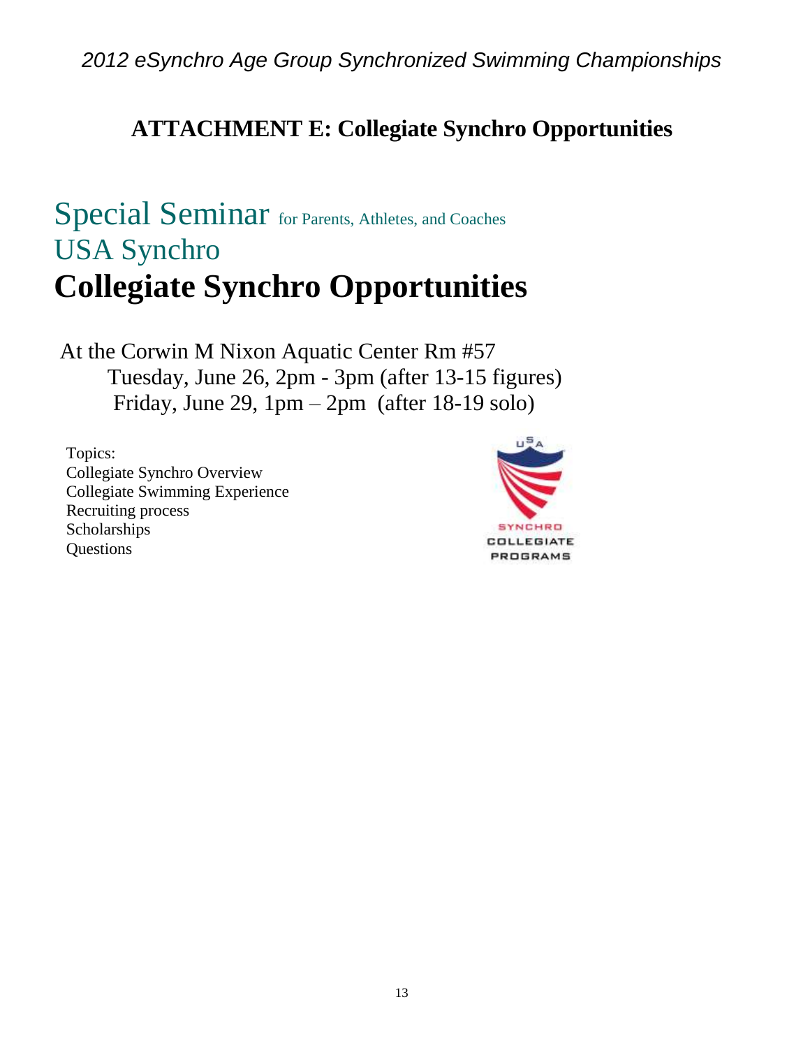*2012 eSynchro Age Group Synchronized Swimming Championships*

## ATTACHMENT E: Collegiate Synchro Opportunities

# Special Seminar for Parents, Athletes, and Coaches

## USA Synchro

# Collegiate Synchro Opportunities

At the Corwin M Nixon Aquatic Center Rm #57

Tuesday, June 26, 2pm - 3pm (after 13-15 figures)

Friday, June 29, 1pm – 2pm (after 18-19 solo)

Topics:

Collegiate Synchro Overview
Collegiate Swimming Experience
Recruiting process
Scholarships
Questions

USA SYNCHRO COLLEGIATE PROGRAMS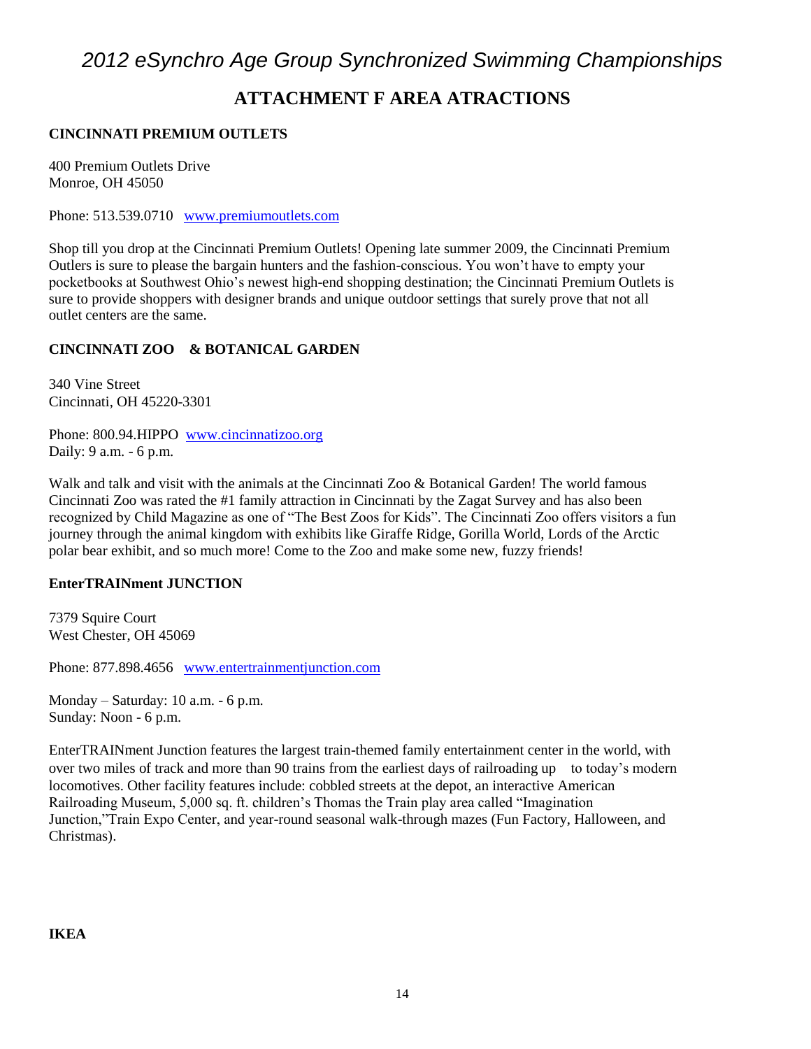# *2012 eSynchro Age Group Synchronized Swimming Championships*

## ATTACHMENT F AREA ATRACTIONS

**CINCINNATI PREMIUM OUTLETS**

400 Premium Outlets Drive
Monroe, OH 45050

Phone: 513.539.0710 [www.premiumoutlets.com](http://www.premiumoutlets.com)

Shop till you drop at the Cincinnati Premium Outlets! Opening late summer 2009, the Cincinnati Premium Outlers is sure to please the bargain hunters and the fashion-conscious. You won't have to empty your pocketbooks at Southwest Ohio's newest high-end shopping destination; the Cincinnati Premium Outlets is sure to provide shoppers with designer brands and unique outdoor settings that surely prove that not all outlet centers are the same.

**CINCINNATI ZOO & BOTANICAL GARDEN**

340 Vine Street
Cincinnati, OH 45220-3301

Phone: 800.94.HIPPO [www.cincinnatizoo.org](http://www.cincinnatizoo.org)
Daily: 9 a.m. - 6 p.m.

Walk and talk and visit with the animals at the Cincinnati Zoo & Botanical Garden! The world famous Cincinnati Zoo was rated the #1 family attraction in Cincinnati by the Zagat Survey and has also been recognized by Child Magazine as one of "The Best Zoos for Kids". The Cincinnati Zoo offers visitors a fun journey through the animal kingdom with exhibits like Giraffe Ridge, Gorilla World, Lords of the Arctic polar bear exhibit, and so much more! Come to the Zoo and make some new, fuzzy friends!

**EnterTRAINment JUNCTION**

7379 Squire Court
West Chester, OH 45069

Phone: 877.898.4656 [www.entertrainmentjunction.com](http://www.entertrainmentjunction.com)

Monday – Saturday: 10 a.m. - 6 p.m.
Sunday: Noon - 6 p.m.

EnterTRAINment Junction features the largest train-themed family entertainment center in the world, with over two miles of track and more than 90 trains from the earliest days of railroading up to today's modern locomotives. Other facility features include: cobbled streets at the depot, an interactive American Railroading Museum, 5,000 sq. ft. children's Thomas the Train play area called "Imagination Junction,"Train Expo Center, and year-round seasonal walk-through mazes (Fun Factory, Halloween, and Christmas).

**IKEA**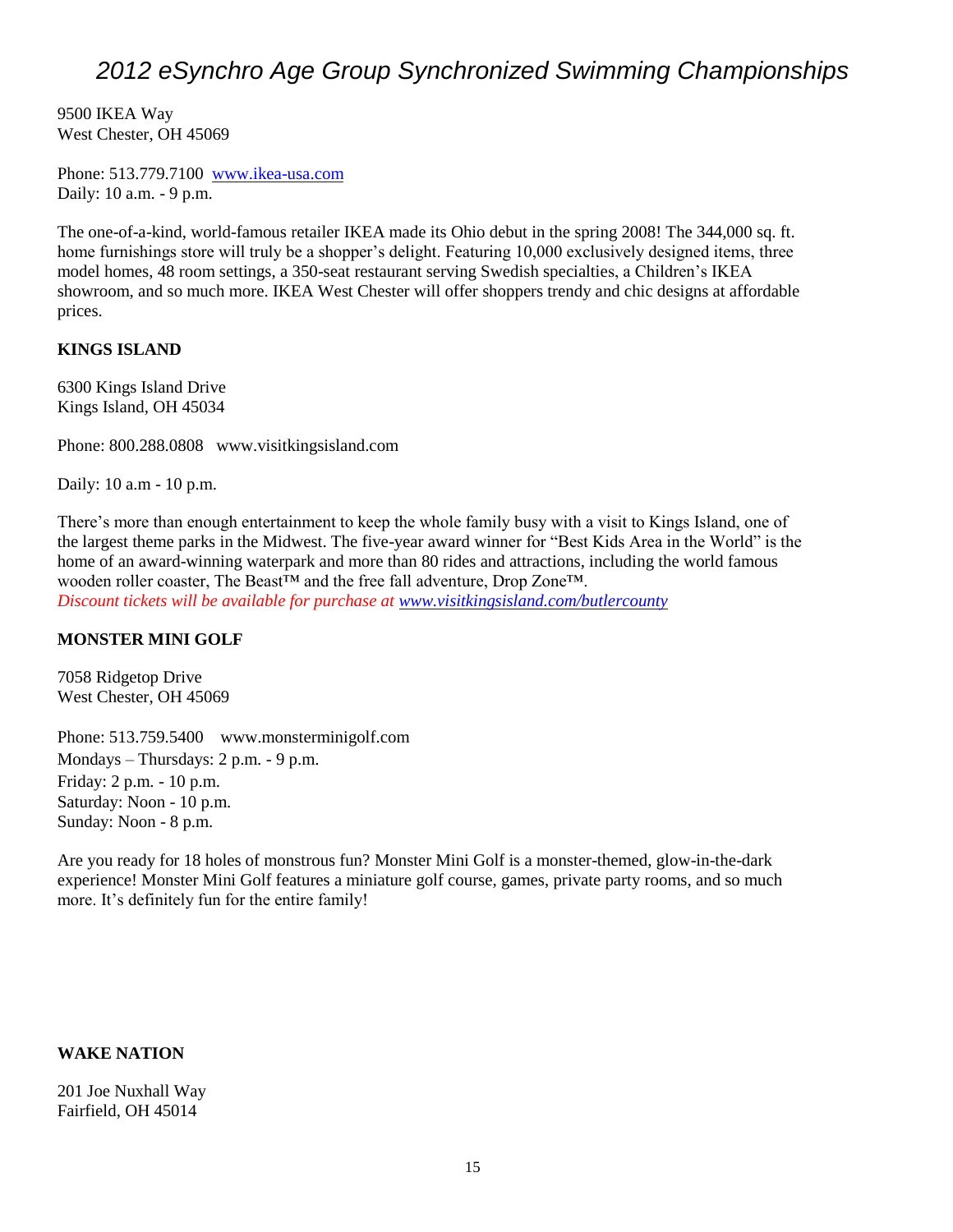9500 IKEA Way
West Chester, OH 45069

Phone: 513.779.7100 [www.ikea-usa.com](http://www.ikea-usa.com)
Daily: 10 a.m. - 9 p.m.

The one-of-a-kind, world-famous retailer IKEA made its Ohio debut in the spring 2008! The 344,000 sq. ft. home furnishings store will truly be a shopper's delight. Featuring 10,000 exclusively designed items, three model homes, 48 room settings, a 350-seat restaurant serving Swedish specialties, a Children's IKEA showroom, and so much more. IKEA West Chester will offer shoppers trendy and chic designs at affordable prices.

**KINGS ISLAND**

6300 Kings Island Drive
Kings Island, OH 45034

Phone: 800.288.0808 www.visitkingsisland.com

Daily: 10 a.m - 10 p.m.

There's more than enough entertainment to keep the whole family busy with a visit to Kings Island, one of the largest theme parks in the Midwest. The five-year award winner for "Best Kids Area in the World" is the home of an award-winning waterpark and more than 80 rides and attractions, including the world famous wooden roller coaster, The Beast™ and the free fall adventure, Drop Zone™.
*Discount tickets will be available for purchase at [www.visitkingsisland.com/butlercounty](http://www.visitkingsisland.com/butlercounty)*

**MONSTER MINI GOLF**

7058 Ridgetop Drive
West Chester, OH 45069

Phone: 513.759.5400 www.monsterminigolf.com
Mondays – Thursdays: 2 p.m. - 9 p.m.
Friday: 2 p.m. - 10 p.m.
Saturday: Noon - 10 p.m.
Sunday: Noon - 8 p.m.

Are you ready for 18 holes of monstrous fun? Monster Mini Golf is a monster-themed, glow-in-the-dark experience! Monster Mini Golf features a miniature golf course, games, private party rooms, and so much more. It's definitely fun for the entire family!

**WAKE NATION**

201 Joe Nuxhall Way
Fairfield, OH 45014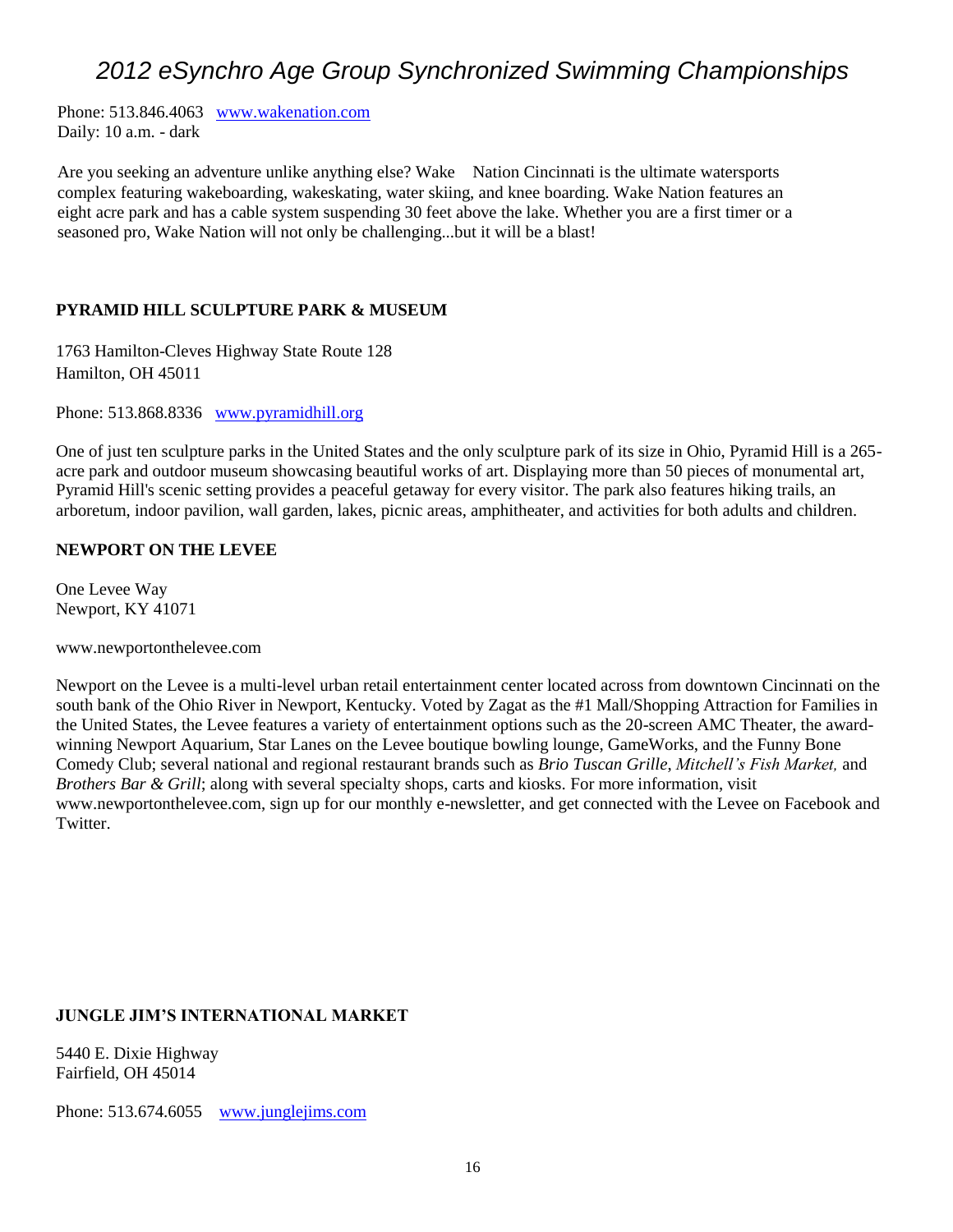Phone: 513.846.4063 www.wakenation.com
Daily: 10 a.m. - dark

Are you seeking an adventure unlike anything else? Wake Nation Cincinnati is the ultimate watersports complex featuring wakeboarding, wakeskating, water skiing, and knee boarding. Wake Nation features an eight acre park and has a cable system suspending 30 feet above the lake. Whether you are a first timer or a seasoned pro, Wake Nation will not only be challenging...but it will be a blast!

**PYRAMID HILL SCULPTURE PARK & MUSEUM**

1763 Hamilton-Cleves Highway State Route 128
Hamilton, OH 45011

Phone: 513.868.8336 www.pyramidhill.org

One of just ten sculpture parks in the United States and the only sculpture park of its size in Ohio, Pyramid Hill is a 265-acre park and outdoor museum showcasing beautiful works of art. Displaying more than 50 pieces of monumental art, Pyramid Hill's scenic setting provides a peaceful getaway for every visitor. The park also features hiking trails, an arboretum, indoor pavilion, wall garden, lakes, picnic areas, amphitheater, and activities for both adults and children.

**NEWPORT ON THE LEVEE**

One Levee Way
Newport, KY 41071

www.newportonthelevee.com

Newport on the Levee is a multi-level urban retail entertainment center located across from downtown Cincinnati on the south bank of the Ohio River in Newport, Kentucky. Voted by Zagat as the #1 Mall/Shopping Attraction for Families in the United States, the Levee features a variety of entertainment options such as the 20-screen AMC Theater, the award-winning Newport Aquarium, Star Lanes on the Levee boutique bowling lounge, GameWorks, and the Funny Bone Comedy Club; several national and regional restaurant brands such as *Brio Tuscan Grille*, *Mitchell's Fish Market,* and *Brothers Bar & Grill*; along with several specialty shops, carts and kiosks. For more information, visit www.newportonthelevee.com, sign up for our monthly e-newsletter, and get connected with the Levee on Facebook and Twitter.

**JUNGLE JIM'S INTERNATIONAL MARKET**

5440 E. Dixie Highway
Fairfield, OH 45014

Phone: 513.674.6055 www.junglejims.com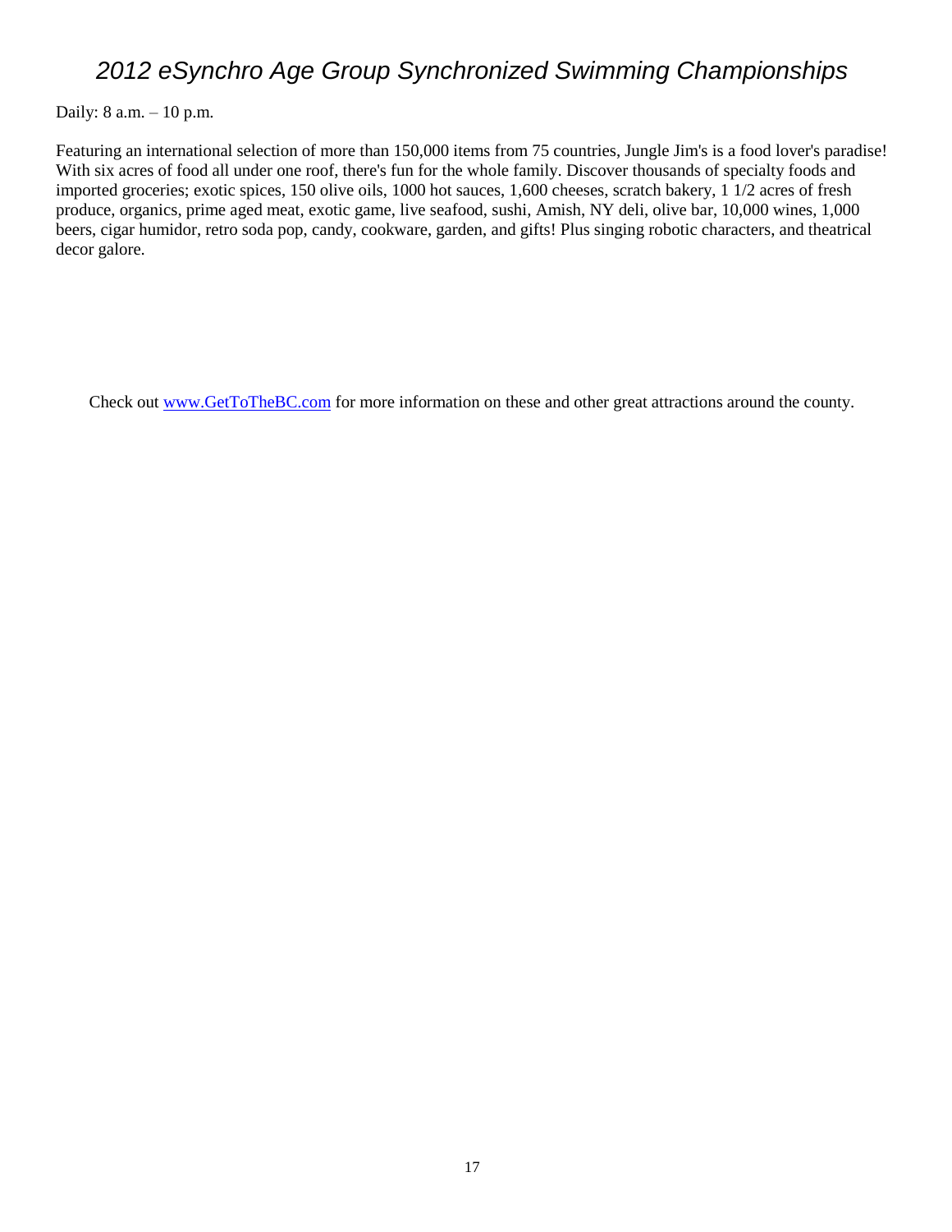Daily: 8 a.m. – 10 p.m.

Featuring an international selection of more than 150,000 items from 75 countries, Jungle Jim's is a food lover's paradise! With six acres of food all under one roof, there's fun for the whole family. Discover thousands of specialty foods and imported groceries; exotic spices, 150 olive oils, 1000 hot sauces, 1,600 cheeses, scratch bakery, 1 1/2 acres of fresh produce, organics, prime aged meat, exotic game, live seafood, sushi, Amish, NY deli, olive bar, 10,000 wines, 1,000 beers, cigar humidor, retro soda pop, candy, cookware, garden, and gifts! Plus singing robotic characters, and theatrical decor galore.

Check out [www.GetToTheBC.com](http://www.GetToTheBC.com) for more information on these and other great attractions around the county.